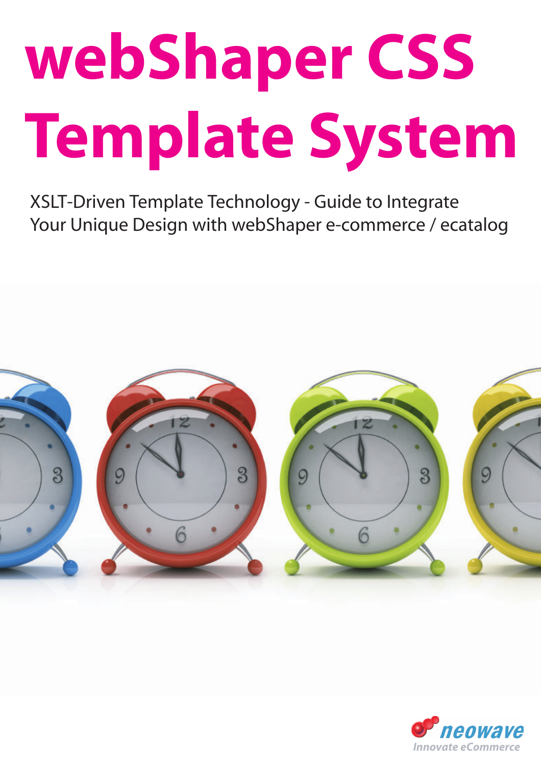# webShaper CSS Template System

XSLT-Driven Template Technology - Guide to Integrate Your Unique Design with webShaper e-commerce / ecatalog

neowave

Innovate eCommerce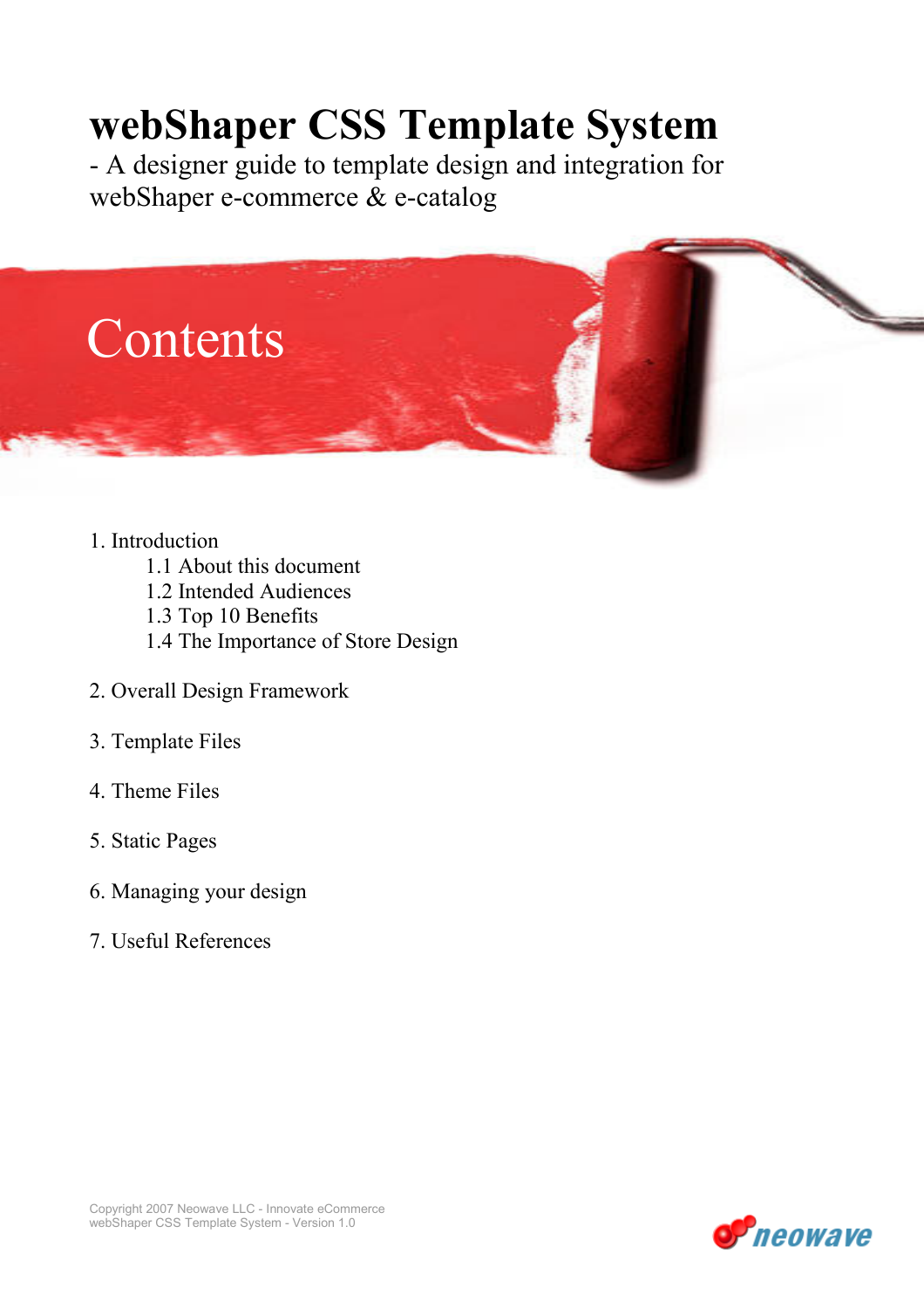# webShaper CSS Template System

- A designer guide to template design and integration for webShaper e-commerce & e-catalog

## Contents

1. Introduction
    - 1.1 About this document
    - 1.2 Intended Audiences
    - 1.3 Top 10 Benefits
    - 1.4 The Importance of Store Design
2. Overall Design Framework
3. Template Files
4. Theme Files
5. Static Pages
6. Managing your design
7. Useful References

Copyright 2007 Neowave LLC - Innovate eCommerce
webShaper CSS Template System - Version 1.0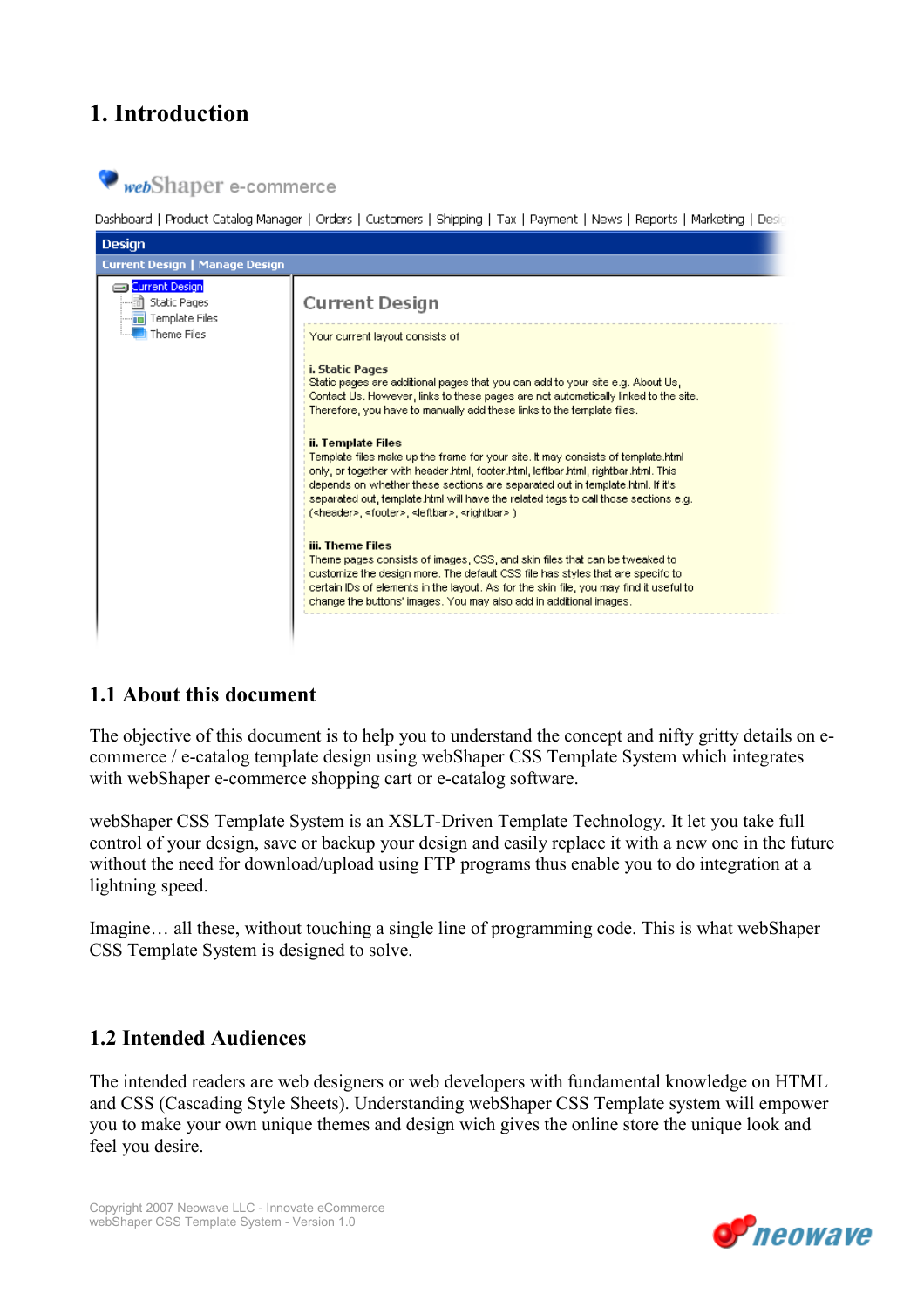# 1. Introduction

## 1.1 About this document

The objective of this document is to help you to understand the concept and nifty gritty details on e-commerce / e-catalog template design using webShaper CSS Template System which integrates with webShaper e-commerce shopping cart or e-catalog software.

webShaper CSS Template System is an XSLT-Driven Template Technology. It let you take full control of your design, save or backup your design and easily replace it with a new one in the future without the need for download/upload using FTP programs thus enable you to do integration at a lightning speed.

Imagine… all these, without touching a single line of programming code. This is what webShaper CSS Template System is designed to solve.

## 1.2 Intended Audiences

The intended readers are web designers or web developers with fundamental knowledge on HTML and CSS (Cascading Style Sheets). Understanding webShaper CSS Template system will empower you to make your own unique themes and design wich gives the online store the unique look and feel you desire.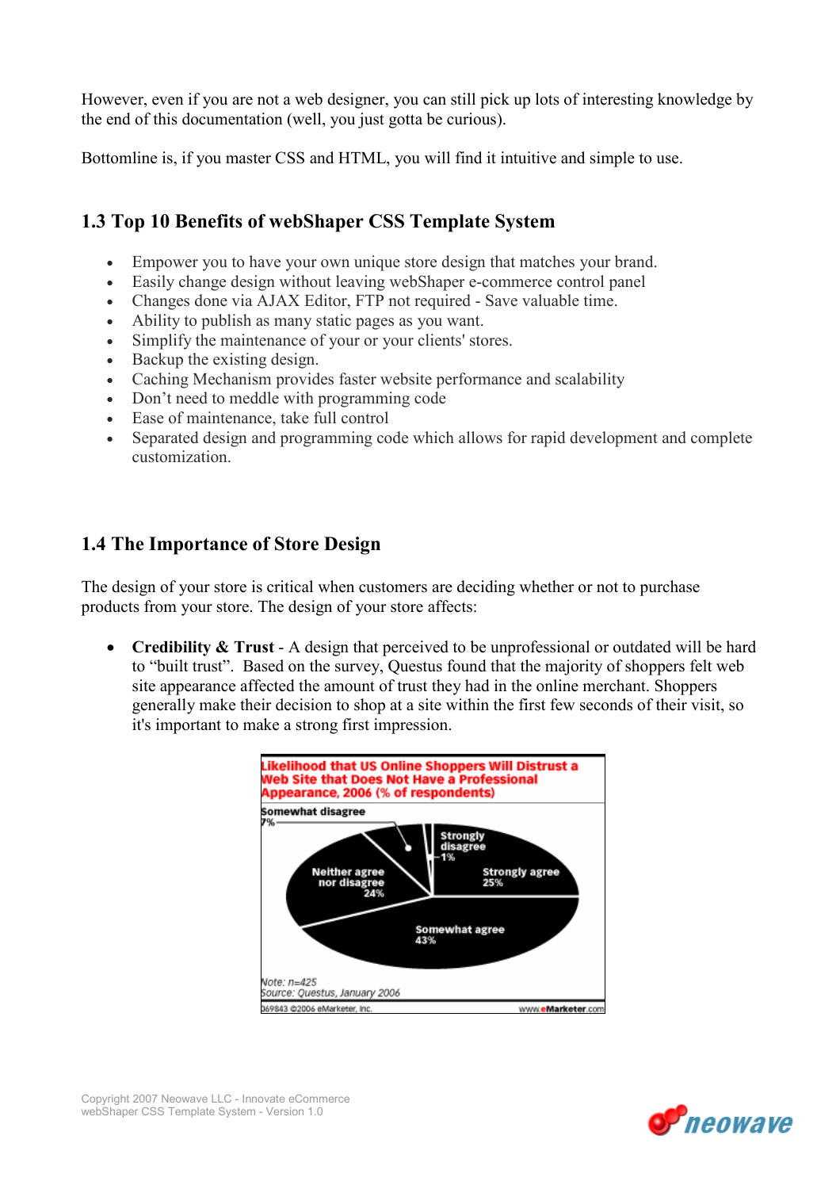However, even if you are not a web designer, you can still pick up lots of interesting knowledge by the end of this documentation (well, you just gotta be curious).

Bottomline is, if you master CSS and HTML, you will find it intuitive and simple to use.

## 1.3 Top 10 Benefits of webShaper CSS Template System

- Empower you to have your own unique store design that matches your brand.
- Easily change design without leaving webShaper e-commerce control panel
- Changes done via AJAX Editor, FTP not required - Save valuable time.
- Ability to publish as many static pages as you want.
- Simplify the maintenance of your or your clients' stores.
- Backup the existing design.
- Caching Mechanism provides faster website performance and scalability
- Don't need to meddle with programming code
- Ease of maintenance, take full control
- Separated design and programming code which allows for rapid development and complete customization.

## 1.4 The Importance of Store Design

The design of your store is critical when customers are deciding whether or not to purchase products from your store. The design of your store affects:

- **Credibility & Trust** - A design that perceived to be unprofessional or outdated will be hard to "built trust". Based on the survey, Questus found that the majority of shoppers felt web site appearance affected the amount of trust they had in the online merchant. Shoppers generally make their decision to shop at a site within the first few seconds of their visit, so it's important to make a strong first impression.

**Likelihood that US Online Shoppers Will Distrust a Web Site that Does Not Have a Professional Appearance, 2006 (% of respondents)**

Somewhat disagree 7%

Strongly disagree 1%

Neither agree nor disagree 24%

Strongly agree 25%

Somewhat agree 43%

*Note: n=425*
*Source: Questus, January 2006*

069843 ©2006 eMarketer, Inc. www.eMarketer.com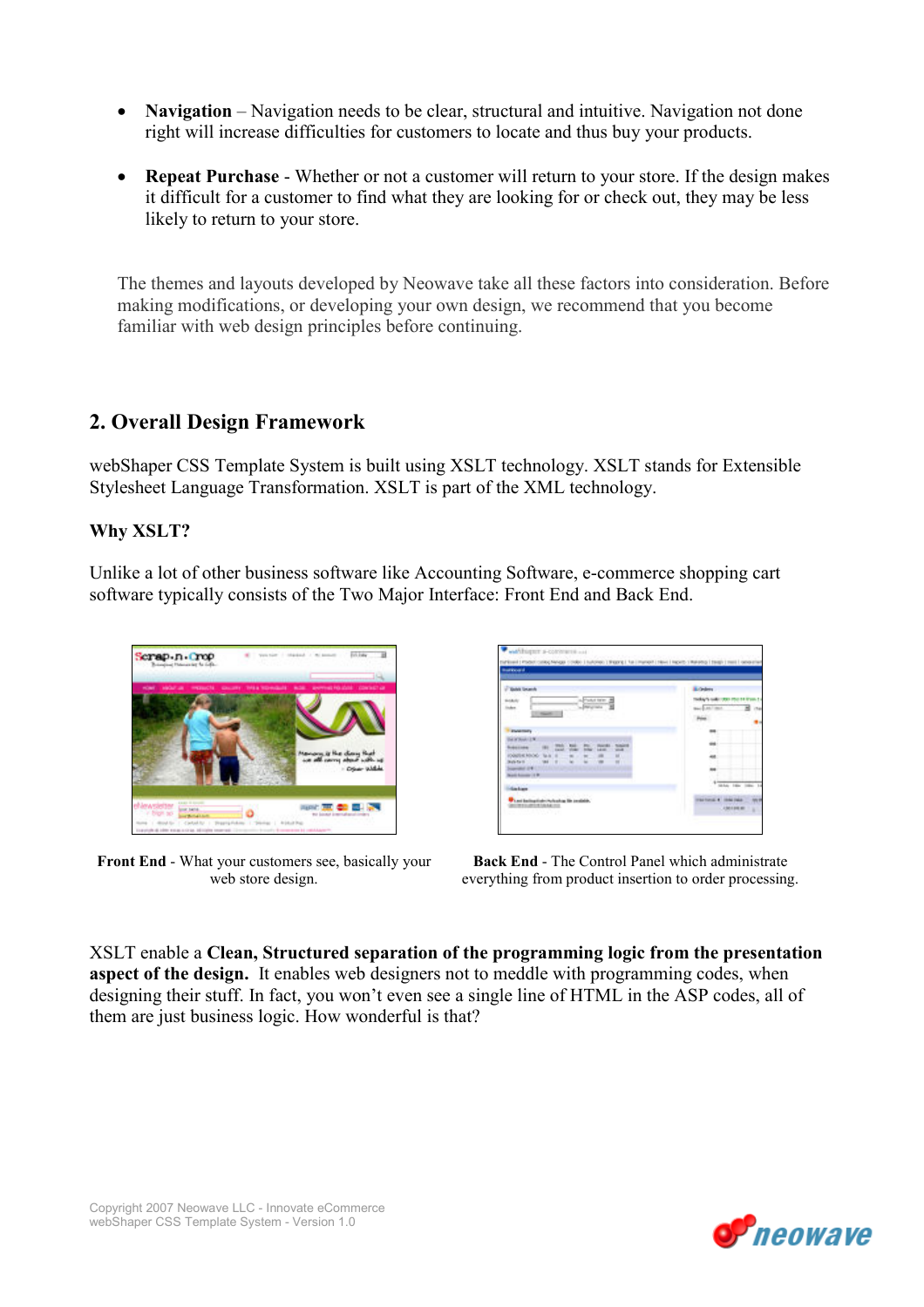- **Navigation** – Navigation needs to be clear, structural and intuitive. Navigation not done right will increase difficulties for customers to locate and thus buy your products.

- **Repeat Purchase** - Whether or not a customer will return to your store. If the design makes it difficult for a customer to find what they are looking for or check out, they may be less likely to return to your store.

The themes and layouts developed by Neowave take all these factors into consideration. Before making modifications, or developing your own design, we recommend that you become familiar with web design principles before continuing.

## 2. Overall Design Framework

webShaper CSS Template System is built using XSLT technology. XSLT stands for Extensible Stylesheet Language Transformation. XSLT is part of the XML technology.

### Why XSLT?

Unlike a lot of other business software like Accounting Software, e-commerce shopping cart software typically consists of the Two Major Interface: Front End and Back End.

**Front End** - What your customers see, basically your web store design.

**Back End** - The Control Panel which administrate everything from product insertion to order processing.

XSLT enable a **Clean, Structured separation of the programming logic from the presentation aspect of the design.** It enables web designers not to meddle with programming codes, when designing their stuff. In fact, you won't even see a single line of HTML in the ASP codes, all of them are just business logic. How wonderful is that?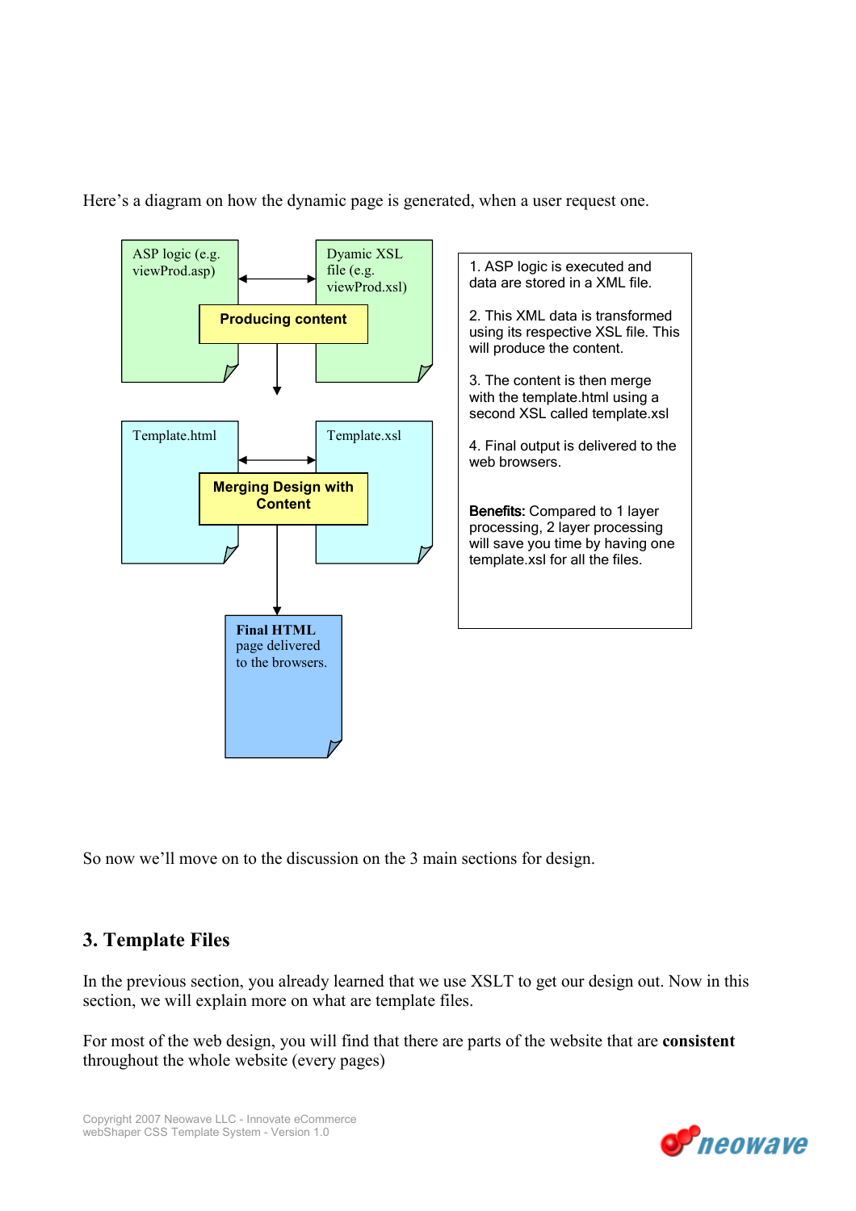Here's a diagram on how the dynamic page is generated, when a user request one.

ASP logic (e.g. viewProd.asp)

Dyamic XSL file (e.g. viewProd.xsl)

**Producing content**

Template.html

Template.xsl

**Merging Design with Content**

**Final HTML** page delivered to the browsers.

1. ASP logic is executed and data are stored in a XML file.

2. This XML data is transformed using its respective XSL file. This will produce the content.

3. The content is then merge with the template.html using a second XSL called template.xsl

4. Final output is delivered to the web browsers.

Benefits: Compared to 1 layer processing, 2 layer processing will save you time by having one template.xsl for all the files.

So now we'll move on to the discussion on the 3 main sections for design.

## 3. Template Files

In the previous section, you already learned that we use XSLT to get our design out. Now in this section, we will explain more on what are template files.

For most of the web design, you will find that there are parts of the website that are **consistent** throughout the whole website (every pages)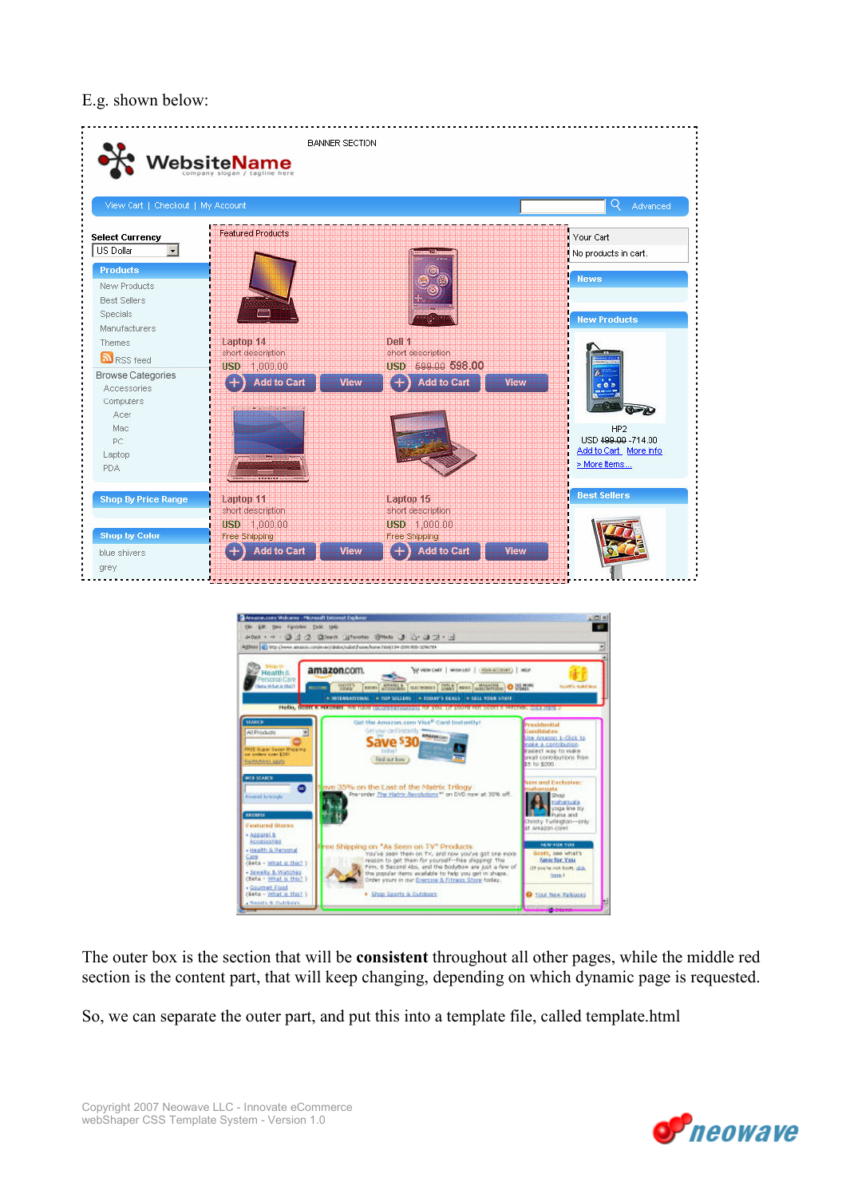E.g. shown below:

The outer box is the section that will be **consistent** throughout all other pages, while the middle red section is the content part, that will keep changing, depending on which dynamic page is requested.

So, we can separate the outer part, and put this into a template file, called template.html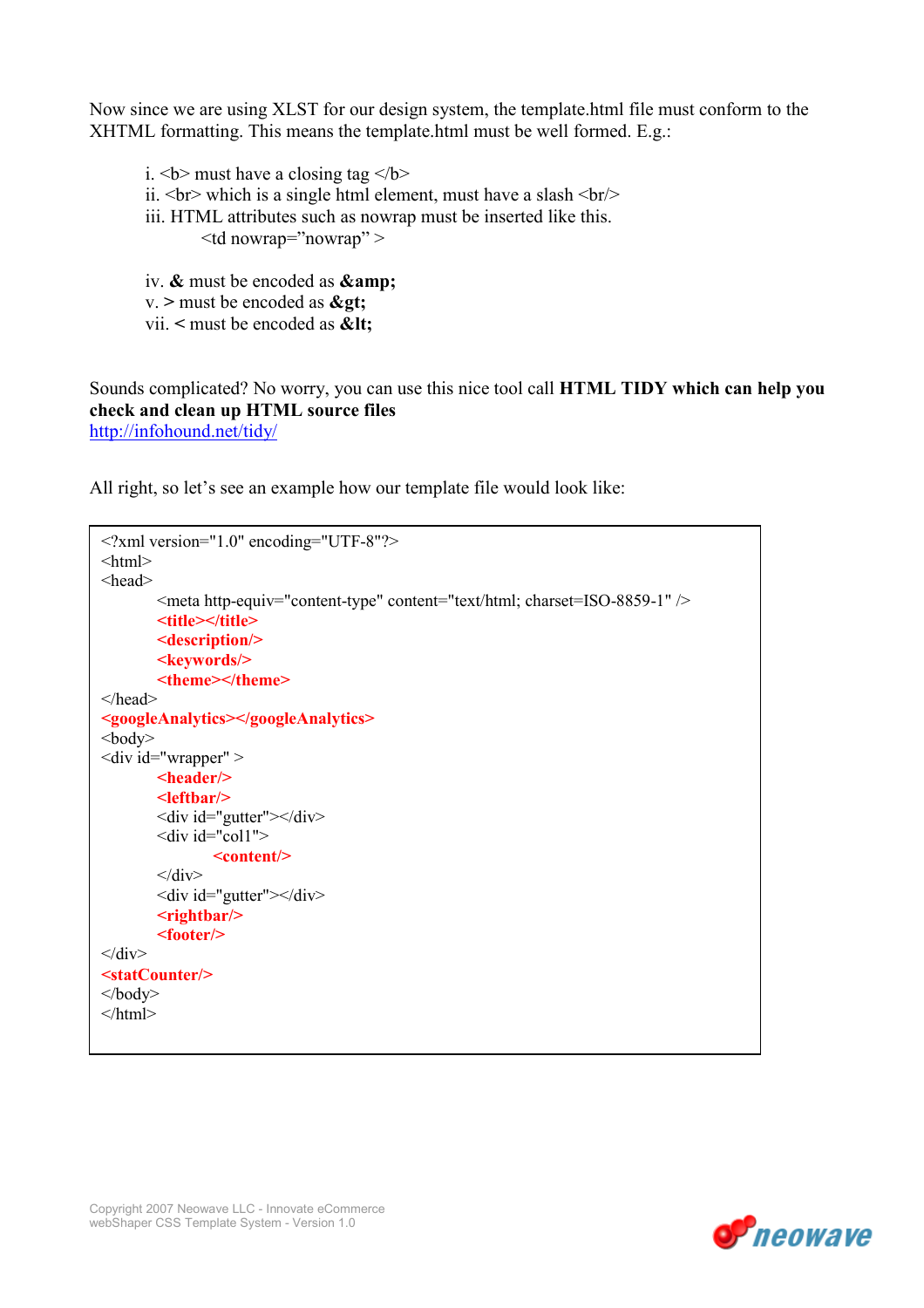Now since we are using XLST for our design system, the template.html file must conform to the XHTML formatting. This means the template.html must be well formed. E.g.:

i. <b> must have a closing tag </b>
ii. <br> which is a single html element, must have a slash <br/>
iii. HTML attributes such as nowrap must be inserted like this.
    <td nowrap="nowrap" >

iv. **&** must be encoded as **&amp;**
v. **>** must be encoded as **&gt;**
vii. **<** must be encoded as **&lt;**

Sounds complicated? No worry, you can use this nice tool call **HTML TIDY which can help you check and clean up HTML source files**
[http://infohound.net/tidy/](http://infohound.net/tidy/)

All right, so let's see an example how our template file would look like:

```
<?xml version="1.0" encoding="UTF-8"?>
<html>
<head>
        <meta http-equiv="content-type" content="text/html; charset=ISO-8859-1" />
        <title></title>
        <description/>
        <keywords/>
        <theme></theme>
</head>
<googleAnalytics></googleAnalytics>
<body>
<div id="wrapper" >
        <header/>
        <leftbar/>
        <div id="gutter"></div>
        <div id="col1">
                <content/>
        </div>
        <div id="gutter"></div>
        <rightbar/>
        <footer/>
</div>
<statCounter/>
</body>
</html>
```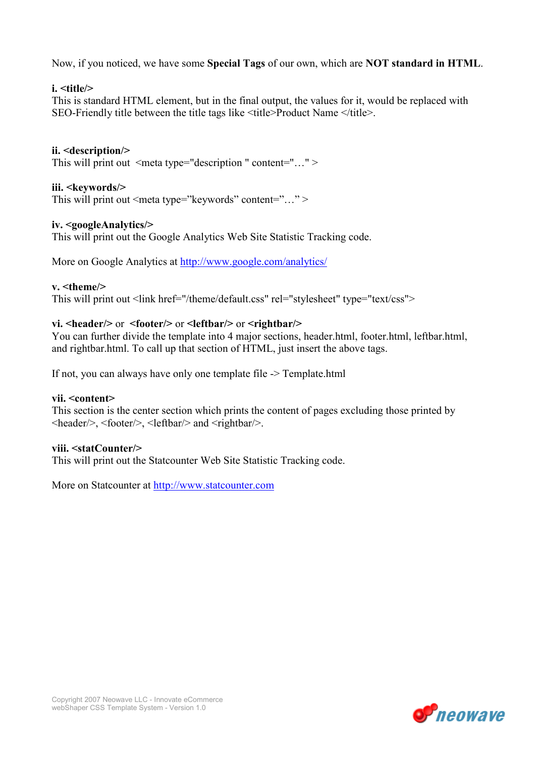Now, if you noticed, we have some **Special Tags** of our own, which are **NOT standard in HTML**.

**i. <title/>**
This is standard HTML element, but in the final output, the values for it, would be replaced with SEO-Friendly title between the title tags like <title>Product Name </title>.

**ii. <description/>**
This will print out <meta type="description " content="…" >

**iii. <keywords/>**
This will print out <meta type="keywords" content="…" >

**iv. <googleAnalytics/>**
This will print out the Google Analytics Web Site Statistic Tracking code.

More on Google Analytics at http://www.google.com/analytics/

**v. <theme/>**
This will print out <link href="/theme/default.css" rel="stylesheet" type="text/css">

**vi. <header/>** or **<footer/>** or **<leftbar/>** or **<rightbar/>**
You can further divide the template into 4 major sections, header.html, footer.html, leftbar.html, and rightbar.html. To call up that section of HTML, just insert the above tags.

If not, you can always have only one template file -> Template.html

**vii. <content>**
This section is the center section which prints the content of pages excluding those printed by <header/>, <footer/>, <leftbar/> and <rightbar/>.

**viii. <statCounter/>**
This will print out the Statcounter Web Site Statistic Tracking code.

More on Statcounter at http://www.statcounter.com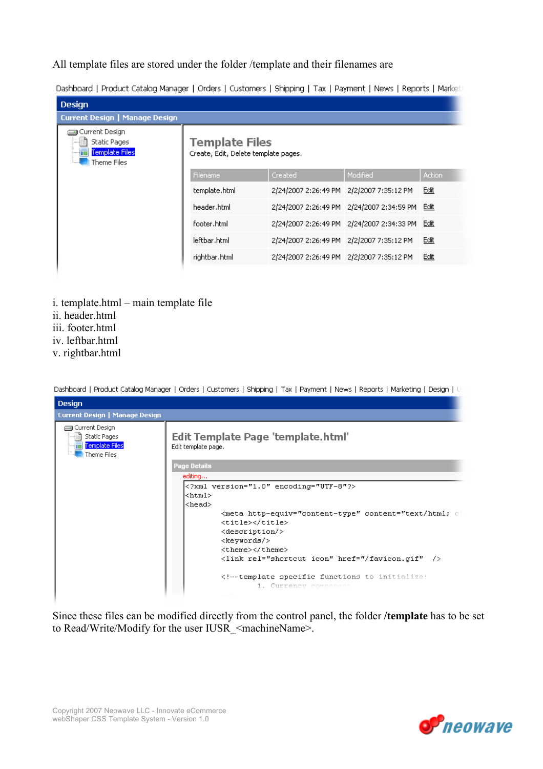All template files are stored under the folder /template and their filenames are

i. template.html – main template file
ii. header.html
iii. footer.html
iv. leftbar.html
v. rightbar.html

Since these files can be modified directly from the control panel, the folder **/template** has to be set to Read/Write/Modify for the user IUSR_<machineName>.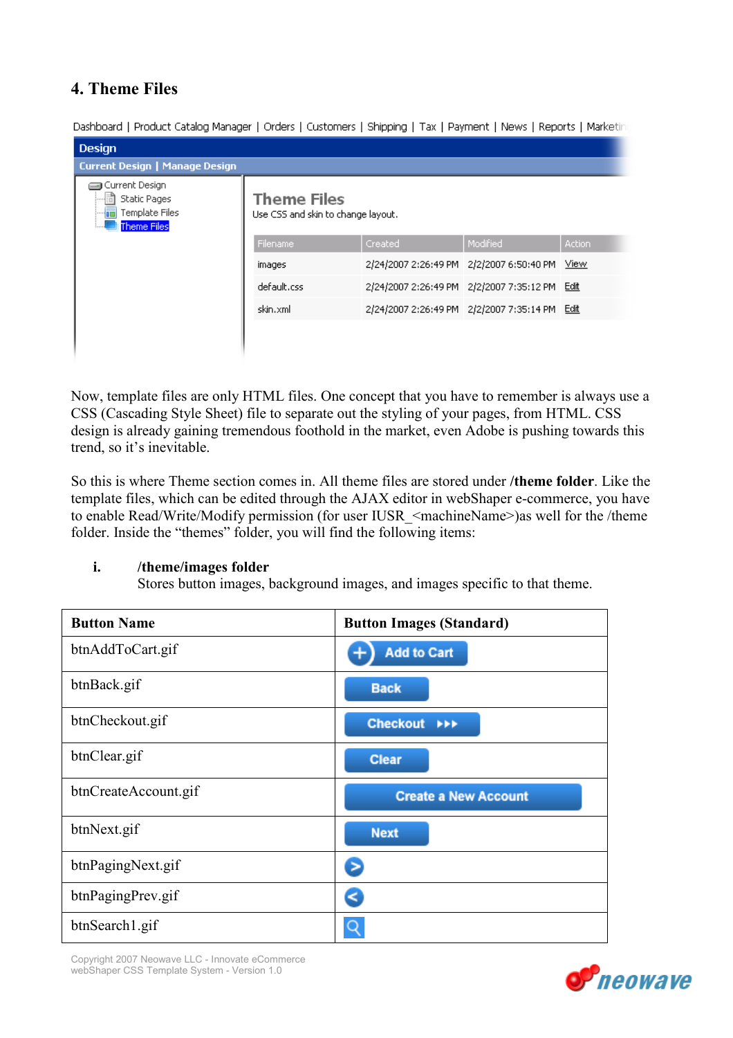## 4. Theme Files

Now, template files are only HTML files. One concept that you have to remember is always use a CSS (Cascading Style Sheet) file to separate out the styling of your pages, from HTML. CSS design is already gaining tremendous foothold in the market, even Adobe is pushing towards this trend, so it's inevitable.

So this is where Theme section comes in. All theme files are stored under **/theme folder**. Like the template files, which can be edited through the AJAX editor in webShaper e-commerce, you have to enable Read/Write/Modify permission (for user IUSR_<machineName>)as well for the /theme folder. Inside the "themes" folder, you will find the following items:

i. **/theme/images folder**
   Stores button images, background images, and images specific to that theme.

| Button Name | Button Images (Standard) |
|---|---|
| btnAddToCart.gif | Add to Cart |
| btnBack.gif | Back |
| btnCheckout.gif | Checkout ▸▸▸ |
| btnClear.gif | Clear |
| btnCreateAccount.gif | Create a New Account |
| btnNext.gif | Next |
| btnPagingNext.gif | |
| btnPagingPrev.gif | |
| btnSearch1.gif | |

Copyright 2007 Neowave LLC - Innovate eCommerce
webShaper CSS Template System - Version 1.0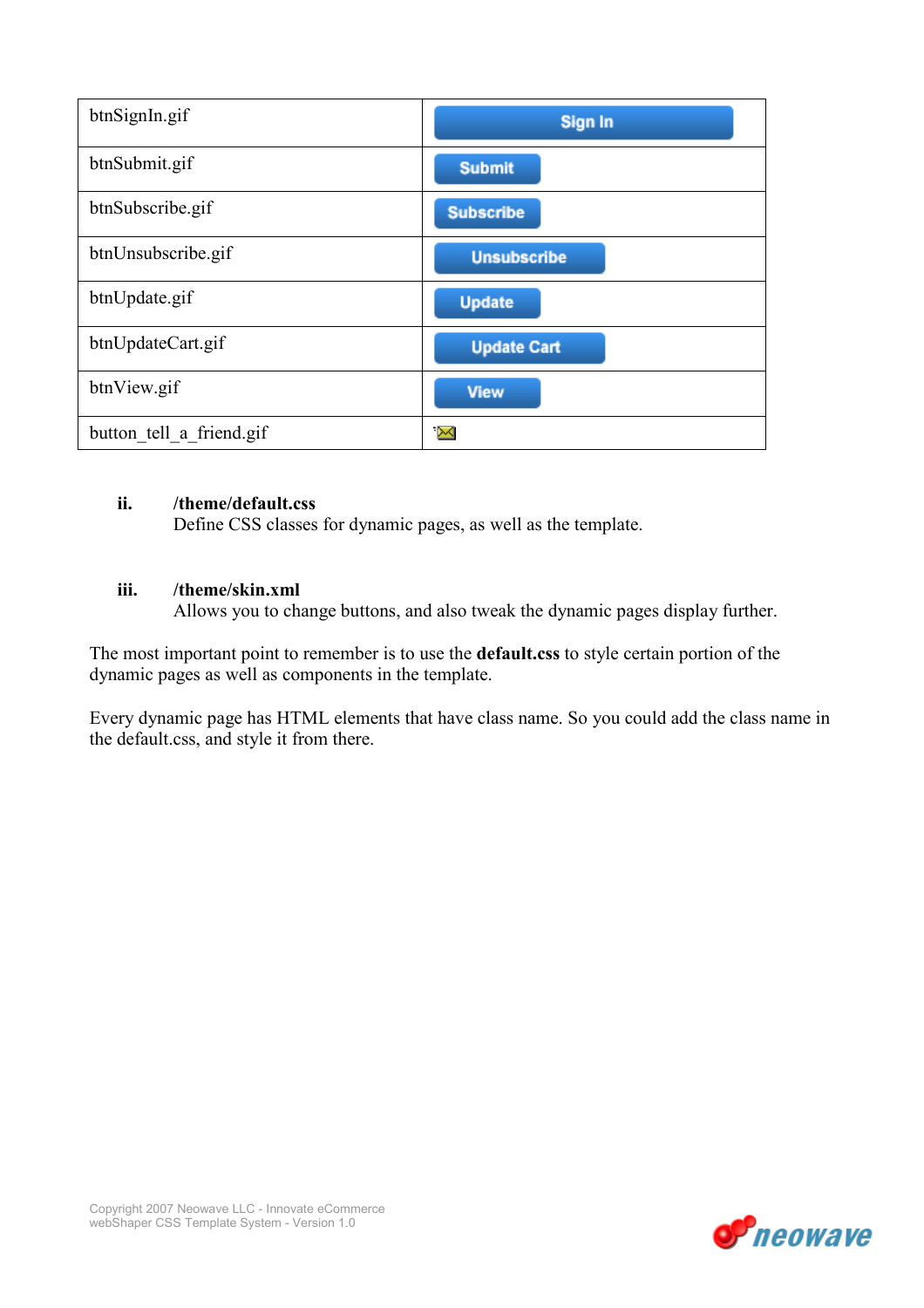| btnSignIn.gif | Sign In |
|---|---|
| btnSubmit.gif | Submit |
| btnSubscribe.gif | Subscribe |
| btnUnsubscribe.gif | Unsubscribe |
| btnUpdate.gif | Update |
| btnUpdateCart.gif | Update Cart |
| btnView.gif | View |
| button_tell_a_friend.gif | |

**ii.** **/theme/default.css**
Define CSS classes for dynamic pages, as well as the template.

**iii.** **/theme/skin.xml**
Allows you to change buttons, and also tweak the dynamic pages display further.

The most important point to remember is to use the **default.css** to style certain portion of the dynamic pages as well as components in the template.

Every dynamic page has HTML elements that have class name. So you could add the class name in the default.css, and style it from there.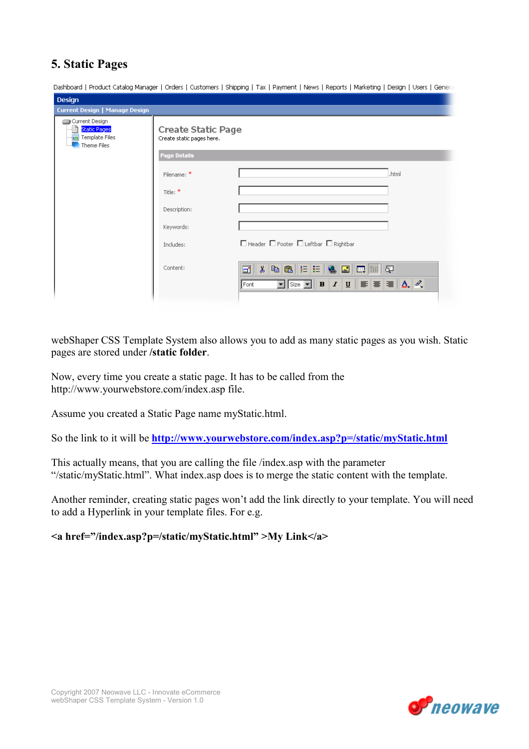## 5. Static Pages

webShaper CSS Template System also allows you to add as many static pages as you wish. Static pages are stored under **/static folder**.

Now, every time you create a static page. It has to be called from the http://www.yourwebstore.com/index.asp file.

Assume you created a Static Page name myStatic.html.

So the link to it will be **http://www.yourwebstore.com/index.asp?p=/static/myStatic.html**

This actually means, that you are calling the file /index.asp with the parameter "/static/myStatic.html". What index.asp does is to merge the static content with the template.

Another reminder, creating static pages won't add the link directly to your template. You will need to add a Hyperlink in your template files. For e.g.

**<a href="/index.asp?p=/static/myStatic.html" >My Link</a>**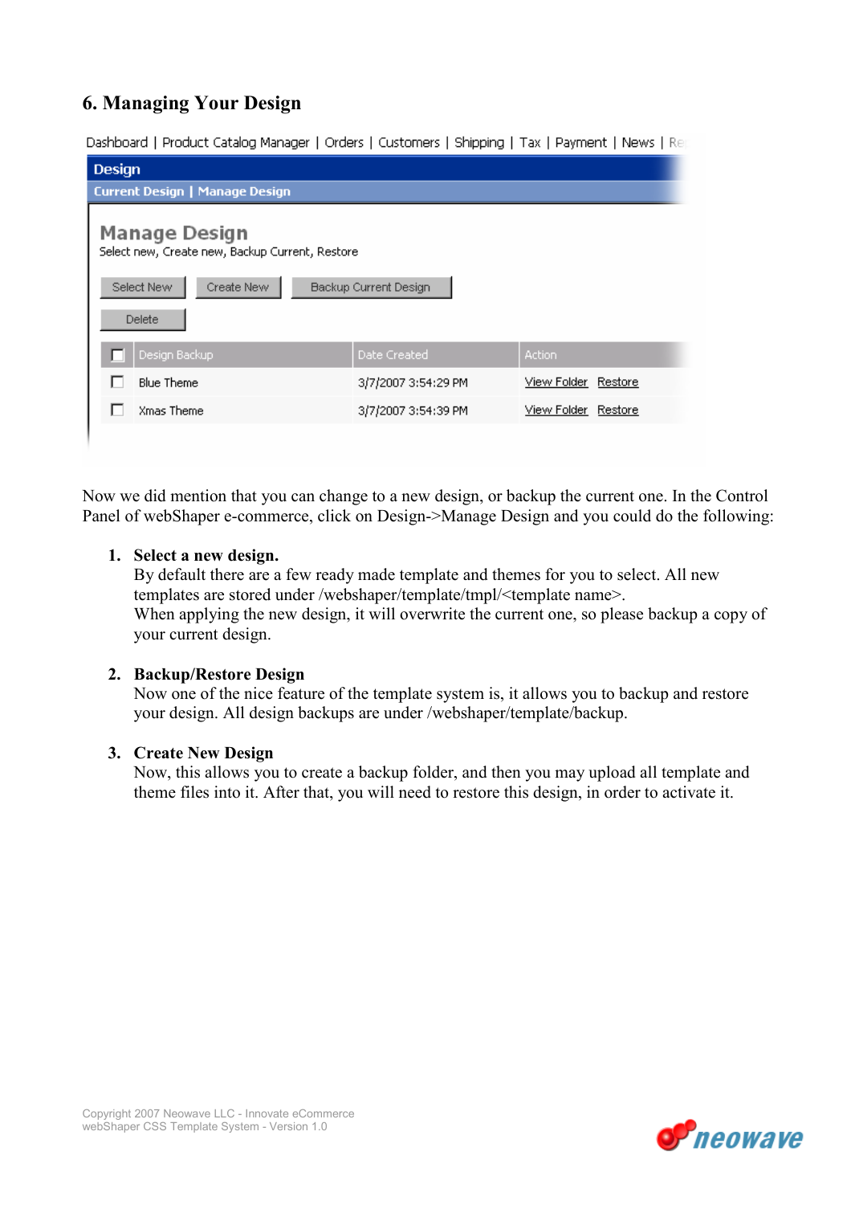## 6. Managing Your Design

Dashboard | Product Catalog Manager | Orders | Customers | Shipping | Tax | Payment | News | Re

**Design**

Current Design | Manage Design

**Manage Design**

Select new, Create new, Backup Current, Restore

Select New | Create New | Backup Current Design

Delete

| ☐ Design Backup | Date Created | Action |
|---|---|---|
| ☐ Blue Theme | 3/7/2007 3:54:29 PM | View Folder Restore |
| ☐ Xmas Theme | 3/7/2007 3:54:39 PM | View Folder Restore |

Now we did mention that you can change to a new design, or backup the current one. In the Control Panel of webShaper e-commerce, click on Design->Manage Design and you could do the following:

1. **Select a new design.**
   By default there are a few ready made template and themes for you to select. All new templates are stored under /webshaper/template/tmpl/<template name>.
   When applying the new design, it will overwrite the current one, so please backup a copy of your current design.

2. **Backup/Restore Design**
   Now one of the nice feature of the template system is, it allows you to backup and restore your design. All design backups are under /webshaper/template/backup.

3. **Create New Design**
   Now, this allows you to create a backup folder, and then you may upload all template and theme files into it. After that, you will need to restore this design, in order to activate it.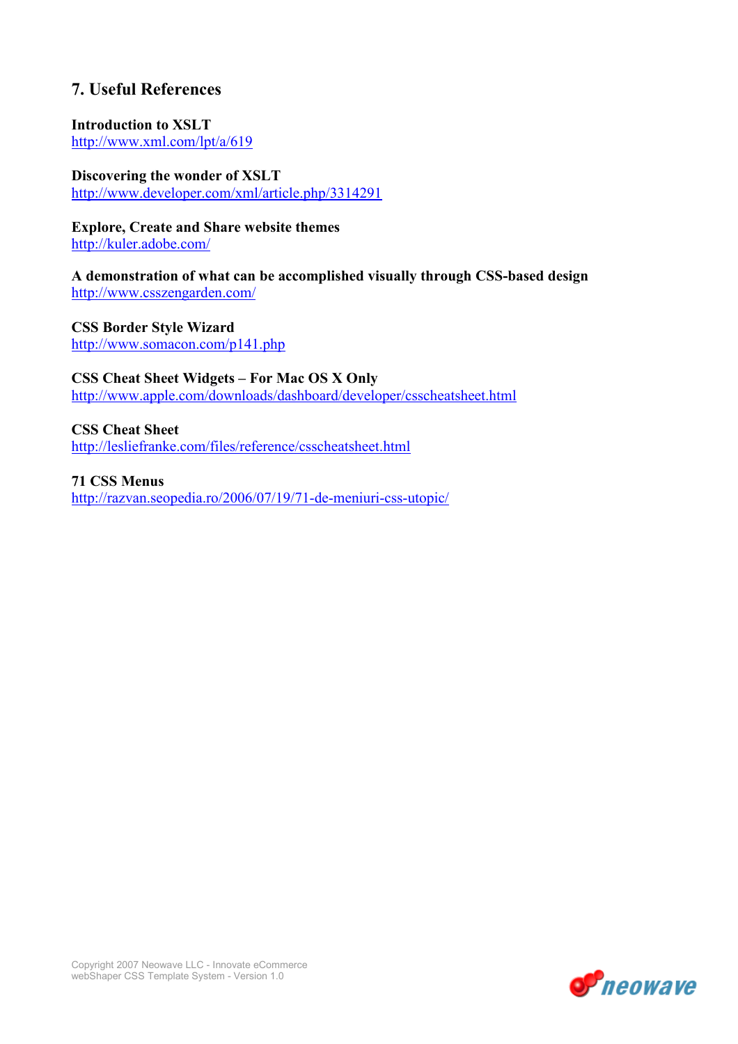## 7. Useful References

**Introduction to XSLT**
http://www.xml.com/lpt/a/619

**Discovering the wonder of XSLT**
http://www.developer.com/xml/article.php/3314291

**Explore, Create and Share website themes**
http://kuler.adobe.com/

**A demonstration of what can be accomplished visually through CSS-based design**
http://www.csszengarden.com/

**CSS Border Style Wizard**
http://www.somacon.com/p141.php

**CSS Cheat Sheet Widgets – For Mac OS X Only**
http://www.apple.com/downloads/dashboard/developer/csscheatsheet.html

**CSS Cheat Sheet**
http://lesliefranke.com/files/reference/csscheatsheet.html

**71 CSS Menus**
http://razvan.seopedia.ro/2006/07/19/71-de-meniuri-css-utopic/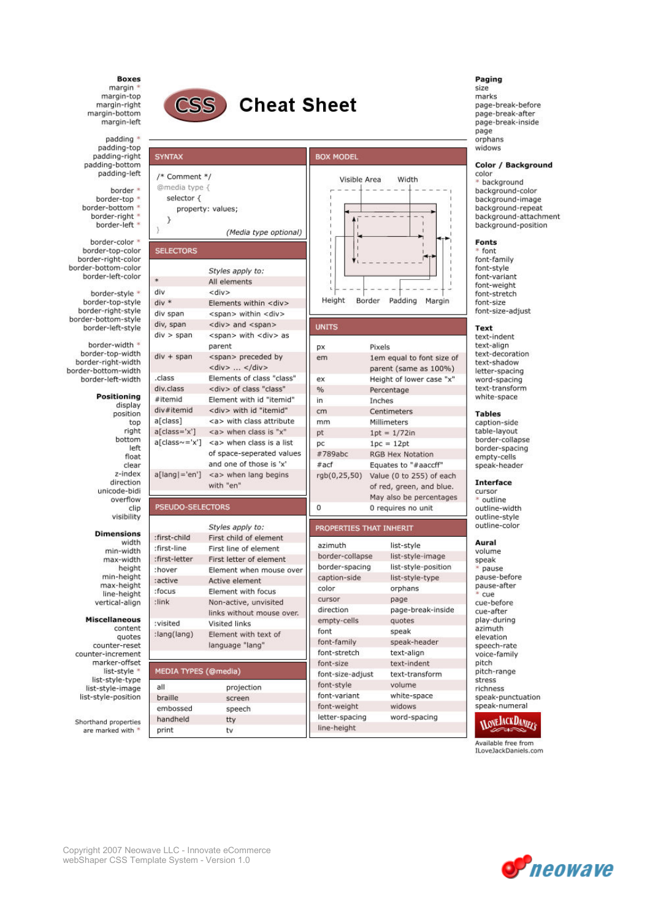# CSS Cheat Sheet

## Boxes

margin *
margin-top
margin-right
margin-bottom
margin-left

padding *
padding-top
padding-right
padding-bottom
padding-left

border *
border-top *
border-bottom *
border-right *
border-left *

border-color *
border-top-color
border-right-color
border-bottom-color
border-left-color

border-style *
border-top-style
border-right-style
border-bottom-style
border-left-style

border-width *
border-top-width
border-right-width
border-bottom-width
border-left-width

## Positioning

display
position
top
right
bottom
left
float
clear
z-index
direction
unicode-bidi
overflow
clip
visibility

## Dimensions

width
min-width
max-width
height
min-height
max-height
line-height
vertical-align

## Miscellaneous

content
quotes
counter-reset
counter-increment
marker-offset
list-style *
list-style-type
list-style-image
list-style-position

Shorthand properties are marked with *

## SYNTAX

```
/* Comment */
@media type {
    selector {
        property: values;
    }
}                    (Media type optional)
```

## SELECTORS

| | Styles apply to: |
|---|---|
| * | All elements |
| div | `<div>` |
| div * | Elements within `<div>` |
| div span | `<span>` within `<div>` |
| div, span | `<div>` and `<span>` |
| div > span | `<span>` with `<div>` as parent |
| div + span | `<span>` preceded by `<div> ... </div>` |
| .class | Elements of class "class" |
| div.class | `<div>` of class "class" |
| #itemid | Element with id "itemid" |
| div#itemid | `<div>` with id "itemid" |
| a[class] | `<a>` with class attribute |
| a[class='x'] | `<a>` when class is "x" |
| a[class~='x'] | `<a>` when class is a list of space-seperated values and one of those is 'x' |
| a[lang\|='en'] | `<a>` when lang begins with "en" |

## PSEUDO-SELECTORS

| | Styles apply to: |
|---|---|
| :first-child | First child of element |
| :first-line | First line of element |
| :first-letter | First letter of element |
| :hover | Element when mouse over |
| :active | Active element |
| :focus | Element with focus |
| :link | Non-active, unvisited links without mouse over. |
| :visited | Visited links |
| :lang(lang) | Element with text of language "lang" |

## MEDIA TYPES (@media)

| | |
|---|---|
| all | projection |
| braille | screen |
| embossed | speech |
| handheld | tty |
| print | tv |

## BOX MODEL

Visible Area, Width, Height, Border, Padding, Margin

## UNITS

| | |
|---|---|
| px | Pixels |
| em | 1em equal to font size of parent (same as 100%) |
| ex | Height of lower case "x" |
| % | Percentage |
| in | Inches |
| cm | Centimeters |
| mm | Millimeters |
| pt | 1pt = 1/72in |
| pc | 1pc = 12pt |
| #789abc | RGB Hex Notation |
| #acf | Equates to "#aaccff" |
| rgb(0,25,50) | Value (0 to 255) of each of red, green, and blue. May also be percentages |
| 0 | 0 requires no unit |

## PROPERTIES THAT INHERIT

| | |
|---|---|
| azimuth | list-style |
| border-collapse | list-style-image |
| border-spacing | list-style-position |
| caption-side | list-style-type |
| color | orphans |
| cursor | page |
| direction | page-break-inside |
| empty-cells | quotes |
| font | speak |
| font-family | speak-header |
| font-stretch | text-align |
| font-size | text-indent |
| font-size-adjust | text-transform |
| font-style | volume |
| font-variant | white-space |
| font-weight | widows |
| letter-spacing | word-spacing |
| line-height | |

## Paging

size
marks
page-break-before
page-break-after
page-break-inside
page
orphans
widows

## Color / Background

color
* background
background-color
background-image
background-repeat
background-attachment
background-position

## Fonts

* font
font-family
font-style
font-variant
font-weight
font-stretch
font-size
font-size-adjust

## Text

text-indent
text-align
text-decoration
text-shadow
letter-spacing
word-spacing
text-transform
white-space

## Tables

caption-side
table-layout
border-collapse
border-spacing
empty-cells
speak-header

## Interface

cursor
* outline
outline-width
outline-style
outline-color

## Aural

volume
speak
* pause
pause-before
pause-after
* cue
cue-before
cue-after
play-during
azimuth
elevation
speech-rate
voice-family
pitch
pitch-range
stress
richness
speak-punctuation
speak-numeral

ILoveJackDaniels

Available free from ILoveJackDaniels.com

Copyright 2007 Neowave LLC - Innovate eCommerce
webShaper CSS Template System - Version 1.0

neowave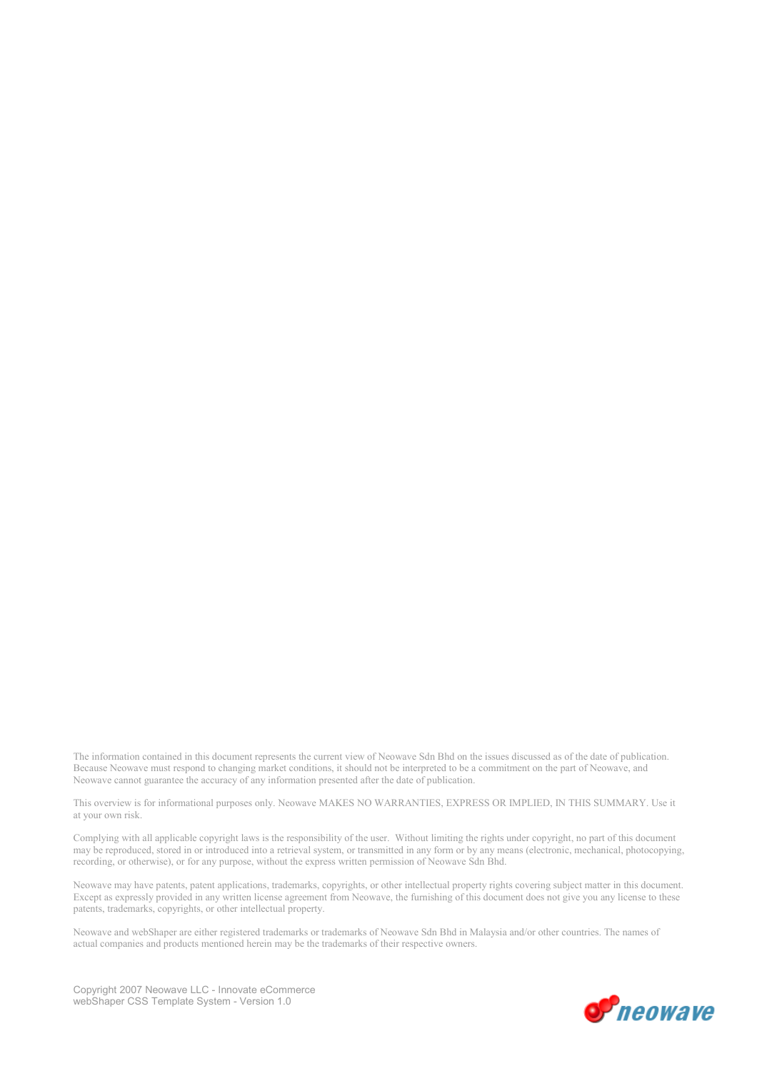The information contained in this document represents the current view of Neowave Sdn Bhd on the issues discussed as of the date of publication. Because Neowave must respond to changing market conditions, it should not be interpreted to be a commitment on the part of Neowave, and Neowave cannot guarantee the accuracy of any information presented after the date of publication.

This overview is for informational purposes only. Neowave MAKES NO WARRANTIES, EXPRESS OR IMPLIED, IN THIS SUMMARY. Use it at your own risk.

Complying with all applicable copyright laws is the responsibility of the user. Without limiting the rights under copyright, no part of this document may be reproduced, stored in or introduced into a retrieval system, or transmitted in any form or by any means (electronic, mechanical, photocopying, recording, or otherwise), or for any purpose, without the express written permission of Neowave Sdn Bhd.

Neowave may have patents, patent applications, trademarks, copyrights, or other intellectual property rights covering subject matter in this document. Except as expressly provided in any written license agreement from Neowave, the furnishing of this document does not give you any license to these patents, trademarks, copyrights, or other intellectual property.

Neowave and webShaper are either registered trademarks or trademarks of Neowave Sdn Bhd in Malaysia and/or other countries. The names of actual companies and products mentioned herein may be the trademarks of their respective owners.

Copyright 2007 Neowave LLC - Innovate eCommerce
webShaper CSS Template System - Version 1.0

neowave